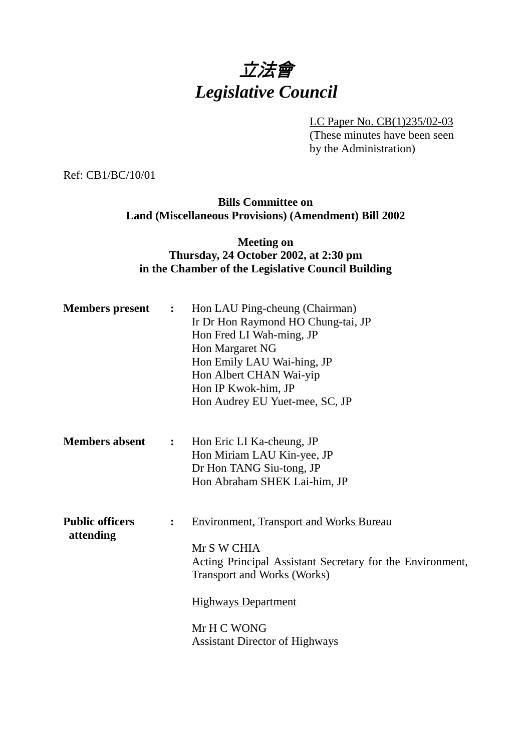# *立法會*
# *Legislative Council*

LC Paper No. CB(1)235/02-03
(These minutes have been seen by the Administration)

Ref: CB1/BC/10/01

**Bills Committee on**
**Land (Miscellaneous Provisions) (Amendment) Bill 2002**

**Meeting on**
**Thursday, 24 October 2002, at 2:30 pm**
**in the Chamber of the Legislative Council Building**

**Members present** : Hon LAU Ping-cheung (Chairman)
Ir Dr Hon Raymond HO Chung-tai, JP
Hon Fred LI Wah-ming, JP
Hon Margaret NG
Hon Emily LAU Wai-hing, JP
Hon Albert CHAN Wai-yip
Hon IP Kwok-him, JP
Hon Audrey EU Yuet-mee, SC, JP

**Members absent** : Hon Eric LI Ka-cheung, JP
Hon Miriam LAU Kin-yee, JP
Dr Hon TANG Siu-tong, JP
Hon Abraham SHEK Lai-him, JP

**Public officers attending** : Environment, Transport and Works Bureau

Mr S W CHIA
Acting Principal Assistant Secretary for the Environment, Transport and Works (Works)

Highways Department

Mr H C WONG
Assistant Director of Highways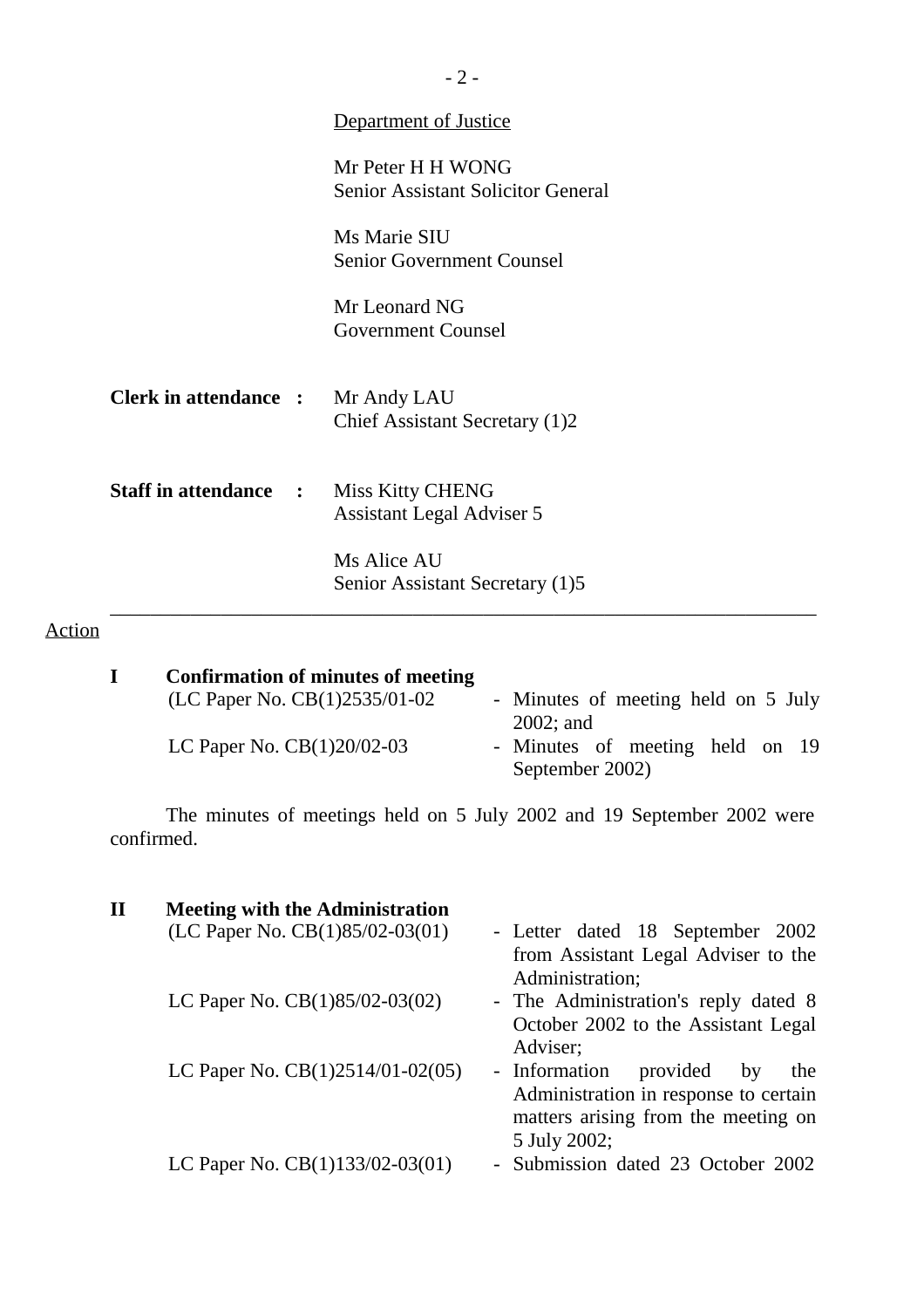<u>Department of Justice</u>

Mr Peter H H WONG
Senior Assistant Solicitor General

Ms Marie SIU
Senior Government Counsel

Mr Leonard NG
Government Counsel

**Clerk in attendance :** Mr Andy LAU
Chief Assistant Secretary (1)2

**Staff in attendance :** Miss Kitty CHENG
Assistant Legal Adviser 5

Ms Alice AU
Senior Assistant Secretary (1)5

---

<u>Action</u>

**I Confirmation of minutes of meeting**

(LC Paper No. CB(1)2535/01-02 - Minutes of meeting held on 5 July 2002; and
LC Paper No. CB(1)20/02-03 - Minutes of meeting held on 19 September 2002)

The minutes of meetings held on 5 July 2002 and 19 September 2002 were confirmed.

**II Meeting with the Administration**

(LC Paper No. CB(1)85/02-03(01) - Letter dated 18 September 2002 from Assistant Legal Adviser to the Administration;
LC Paper No. CB(1)85/02-03(02) - The Administration's reply dated 8 October 2002 to the Assistant Legal Adviser;
LC Paper No. CB(1)2514/01-02(05) - Information provided by the Administration in response to certain matters arising from the meeting on 5 July 2002;
LC Paper No. CB(1)133/02-03(01) - Submission dated 23 October 2002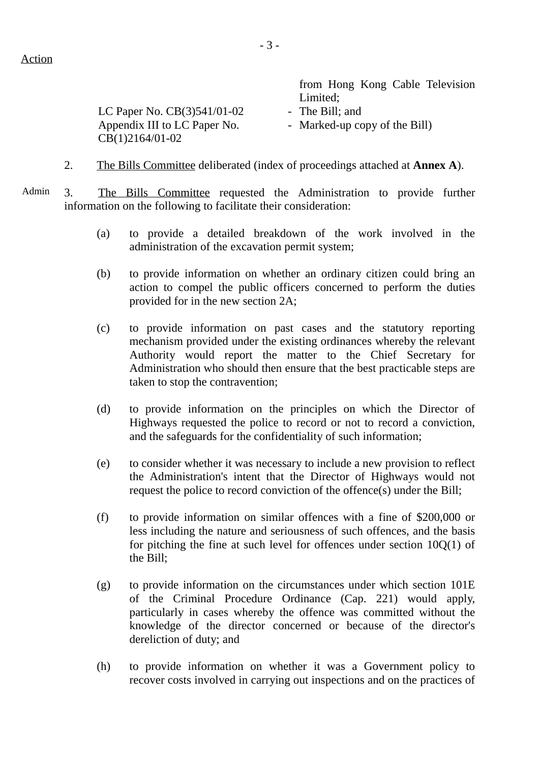Action

from Hong Kong Cable Television Limited;

LC Paper No. CB(3)541/01-02 - The Bill; and

Appendix III to LC Paper No. CB(1)2164/01-02 - Marked-up copy of the Bill)

2. The Bills Committee deliberated (index of proceedings attached at **Annex A**).

Admin

3. The Bills Committee requested the Administration to provide further information on the following to facilitate their consideration:

(a) to provide a detailed breakdown of the work involved in the administration of the excavation permit system;

(b) to provide information on whether an ordinary citizen could bring an action to compel the public officers concerned to perform the duties provided for in the new section 2A;

(c) to provide information on past cases and the statutory reporting mechanism provided under the existing ordinances whereby the relevant Authority would report the matter to the Chief Secretary for Administration who should then ensure that the best practicable steps are taken to stop the contravention;

(d) to provide information on the principles on which the Director of Highways requested the police to record or not to record a conviction, and the safeguards for the confidentiality of such information;

(e) to consider whether it was necessary to include a new provision to reflect the Administration's intent that the Director of Highways would not request the police to record conviction of the offence(s) under the Bill;

(f) to provide information on similar offences with a fine of $200,000 or less including the nature and seriousness of such offences, and the basis for pitching the fine at such level for offences under section 10Q(1) of the Bill;

(g) to provide information on the circumstances under which section 101E of the Criminal Procedure Ordinance (Cap. 221) would apply, particularly in cases whereby the offence was committed without the knowledge of the director concerned or because of the director's dereliction of duty; and

(h) to provide information on whether it was a Government policy to recover costs involved in carrying out inspections and on the practices of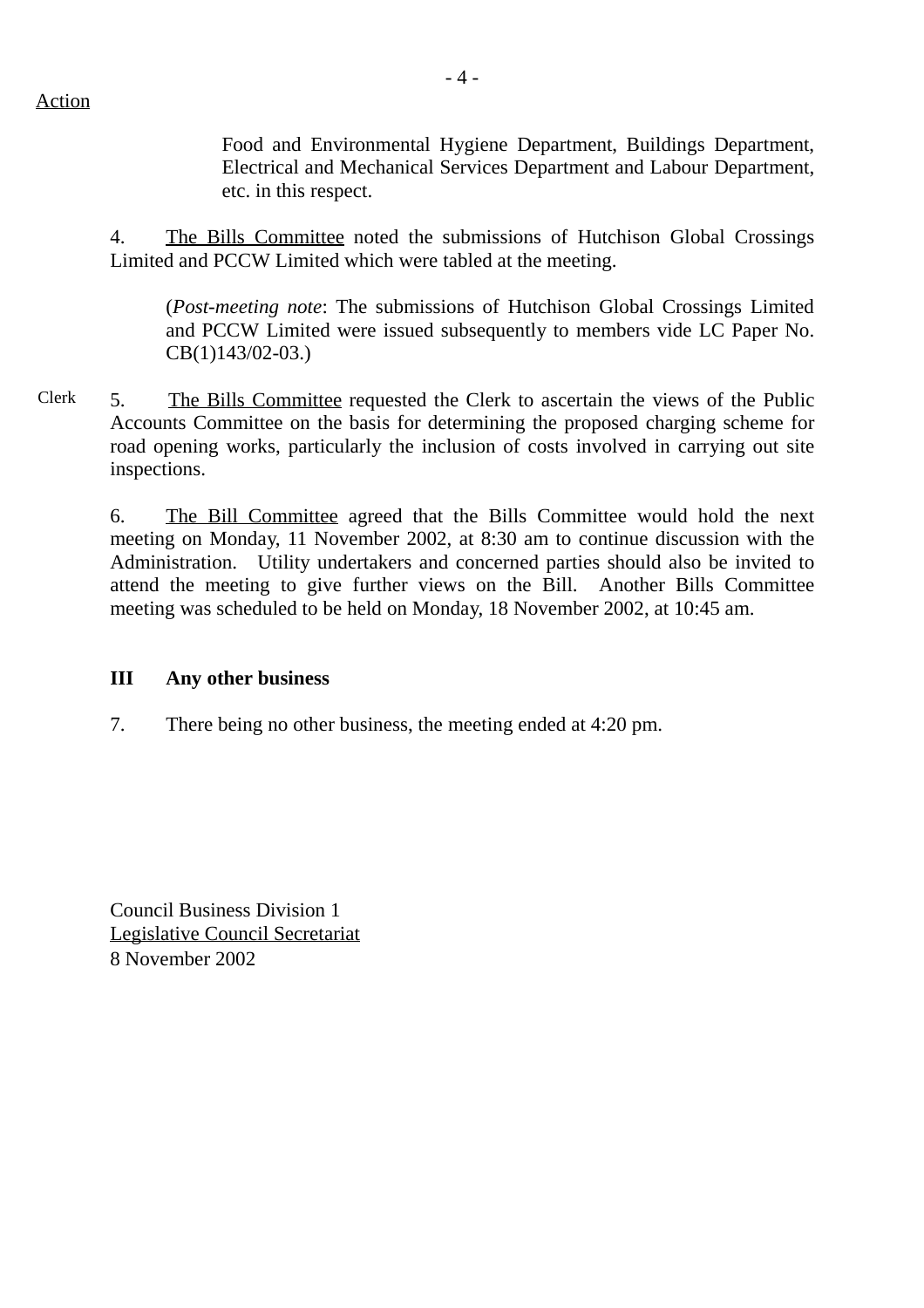Action

Food and Environmental Hygiene Department, Buildings Department, Electrical and Mechanical Services Department and Labour Department, etc. in this respect.

4. The Bills Committee noted the submissions of Hutchison Global Crossings Limited and PCCW Limited which were tabled at the meeting.

(*Post-meeting note*: The submissions of Hutchison Global Crossings Limited and PCCW Limited were issued subsequently to members vide LC Paper No. CB(1)143/02-03.)

Clerk

5. The Bills Committee requested the Clerk to ascertain the views of the Public Accounts Committee on the basis for determining the proposed charging scheme for road opening works, particularly the inclusion of costs involved in carrying out site inspections.

6. The Bill Committee agreed that the Bills Committee would hold the next meeting on Monday, 11 November 2002, at 8:30 am to continue discussion with the Administration. Utility undertakers and concerned parties should also be invited to attend the meeting to give further views on the Bill. Another Bills Committee meeting was scheduled to be held on Monday, 18 November 2002, at 10:45 am.

**III Any other business**

7. There being no other business, the meeting ended at 4:20 pm.

Council Business Division 1
Legislative Council Secretariat
8 November 2002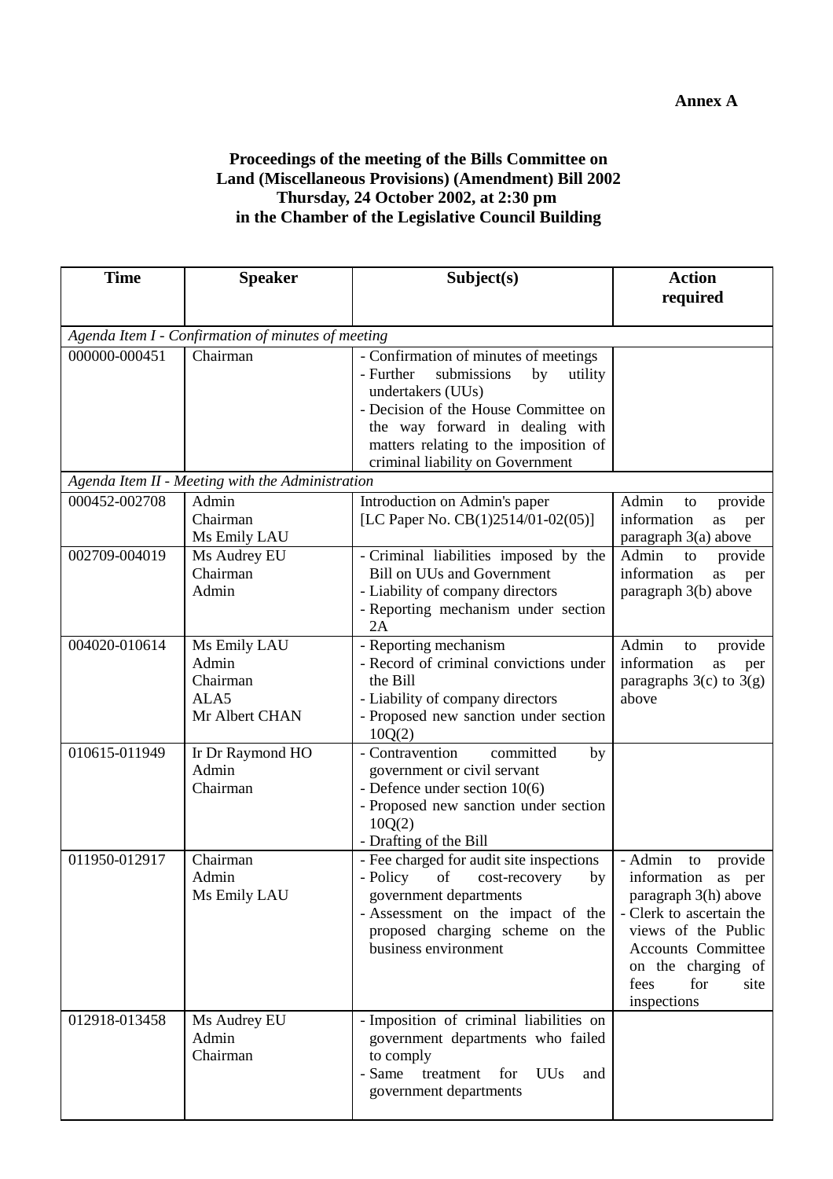**Annex A**

**Proceedings of the meeting of the Bills Committee on Land (Miscellaneous Provisions) (Amendment) Bill 2002 Thursday, 24 October 2002, at 2:30 pm in the Chamber of the Legislative Council Building**

| Time | Speaker | Subject(s) | Action required |
|---|---|---|---|
| *Agenda Item I - Confirmation of minutes of meeting* | | | |
| 000000-000451 | Chairman | - Confirmation of minutes of meetings<br>- Further submissions by utility undertakers (UUs)<br>- Decision of the House Committee on the way forward in dealing with matters relating to the imposition of criminal liability on Government | |
| *Agenda Item II - Meeting with the Administration* | | | |
| 000452-002708 | Admin<br>Chairman<br>Ms Emily LAU | Introduction on Admin's paper [LC Paper No. CB(1)2514/01-02(05)] | Admin to provide information as per paragraph 3(a) above |
| 002709-004019 | Ms Audrey EU<br>Chairman<br>Admin | - Criminal liabilities imposed by the Bill on UUs and Government<br>- Liability of company directors<br>- Reporting mechanism under section 2A | Admin to provide information as per paragraph 3(b) above |
| 004020-010614 | Ms Emily LAU<br>Admin<br>Chairman<br>ALA5<br>Mr Albert CHAN | - Reporting mechanism<br>- Record of criminal convictions under the Bill<br>- Liability of company directors<br>- Proposed new sanction under section 10Q(2) | Admin to provide information as per paragraphs 3(c) to 3(g) above |
| 010615-011949 | Ir Dr Raymond HO<br>Admin<br>Chairman | - Contravention committed by government or civil servant<br>- Defence under section 10(6)<br>- Proposed new sanction under section 10Q(2)<br>- Drafting of the Bill | |
| 011950-012917 | Chairman<br>Admin<br>Ms Emily LAU | - Fee charged for audit site inspections<br>- Policy of cost-recovery by government departments<br>- Assessment on the impact of the proposed charging scheme on the business environment | - Admin to provide information as per paragraph 3(h) above<br>- Clerk to ascertain the views of the Public Accounts Committee on the charging of fees for site inspections |
| 012918-013458 | Ms Audrey EU<br>Admin<br>Chairman | - Imposition of criminal liabilities on government departments who failed to comply<br>- Same treatment for UUs and government departments | |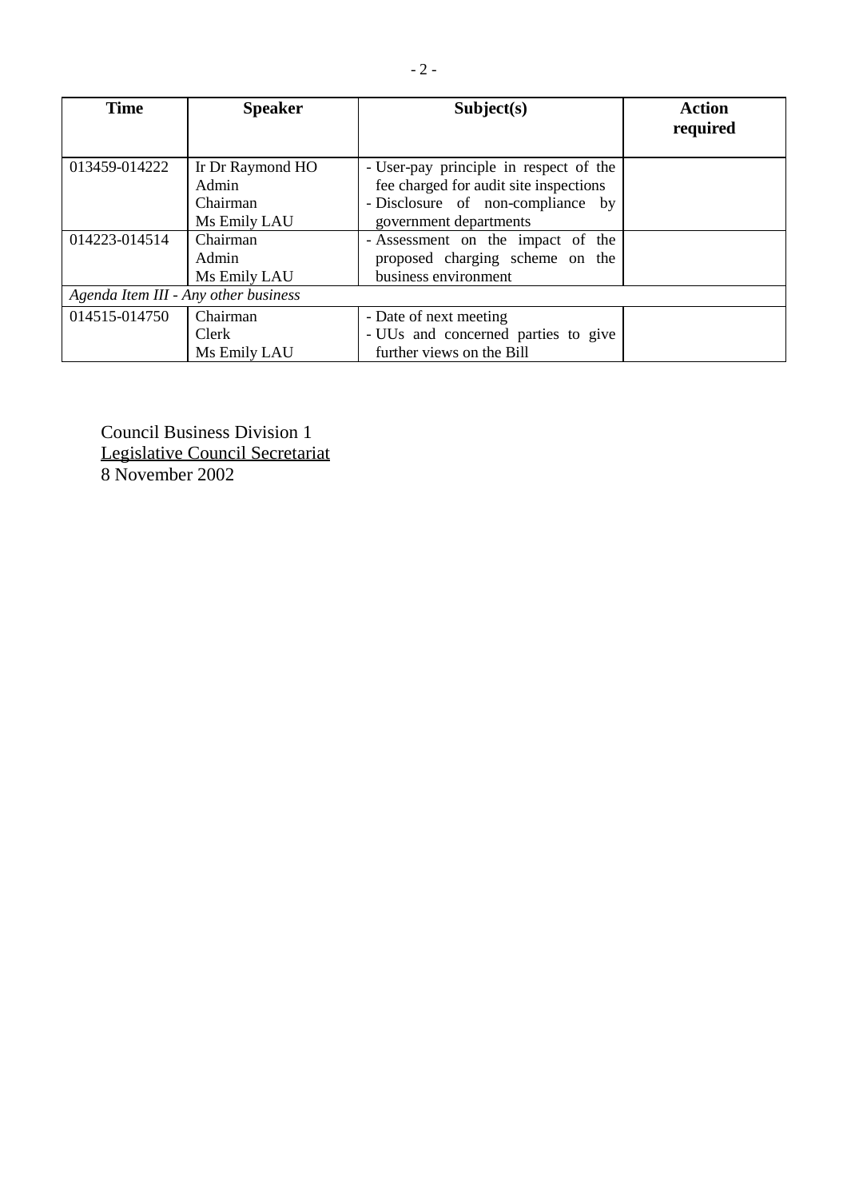| Time | Speaker | Subject(s) | Action required |
|---|---|---|---|
| 013459-014222 | Ir Dr Raymond HO<br>Admin<br>Chairman<br>Ms Emily LAU | - User-pay principle in respect of the fee charged for audit site inspections<br>- Disclosure of non-compliance by government departments | |
| 014223-014514 | Chairman<br>Admin<br>Ms Emily LAU | - Assessment on the impact of the proposed charging scheme on the business environment | |
| *Agenda Item III - Any other business* | | | |
| 014515-014750 | Chairman<br>Clerk<br>Ms Emily LAU | - Date of next meeting<br>- UUs and concerned parties to give further views on the Bill | |

Council Business Division 1
Legislative Council Secretariat
8 November 2002